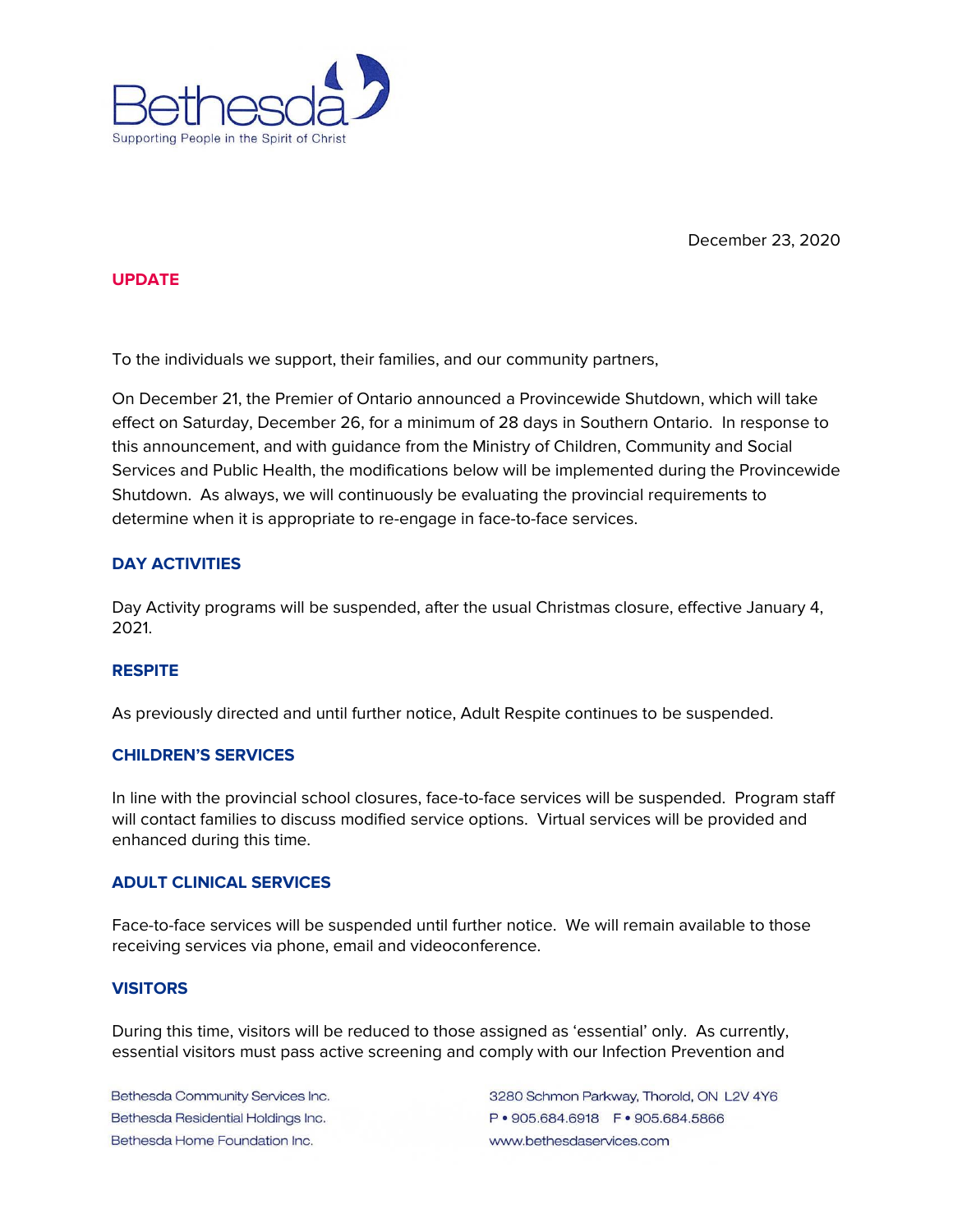# Bethesda

Supporting People in the Spirit of Christ

December 23, 2020

**UPDATE**

To the individuals we support, their families, and our community partners,

On December 21, the Premier of Ontario announced a Provincewide Shutdown, which will take effect on Saturday, December 26, for a minimum of 28 days in Southern Ontario. In response to this announcement, and with guidance from the Ministry of Children, Community and Social Services and Public Health, the modifications below will be implemented during the Provincewide Shutdown. As always, we will continuously be evaluating the provincial requirements to determine when it is appropriate to re-engage in face-to-face services.

## DAY ACTIVITIES

Day Activity programs will be suspended, after the usual Christmas closure, effective January 4, 2021.

## RESPITE

As previously directed and until further notice, Adult Respite continues to be suspended.

## CHILDREN'S SERVICES

In line with the provincial school closures, face-to-face services will be suspended. Program staff will contact families to discuss modified service options. Virtual services will be provided and enhanced during this time.

## ADULT CLINICAL SERVICES

Face-to-face services will be suspended until further notice. We will remain available to those receiving services via phone, email and videoconference.

## VISITORS

During this time, visitors will be reduced to those assigned as 'essential' only. As currently, essential visitors must pass active screening and comply with our Infection Prevention and

Bethesda Community Services Inc.
Bethesda Residential Holdings Inc.
Bethesda Home Foundation Inc.

3280 Schmon Parkway, Thorold, ON L2V 4Y6
P • 905.684.6918 F • 905.684.5866
www.bethesdaservices.com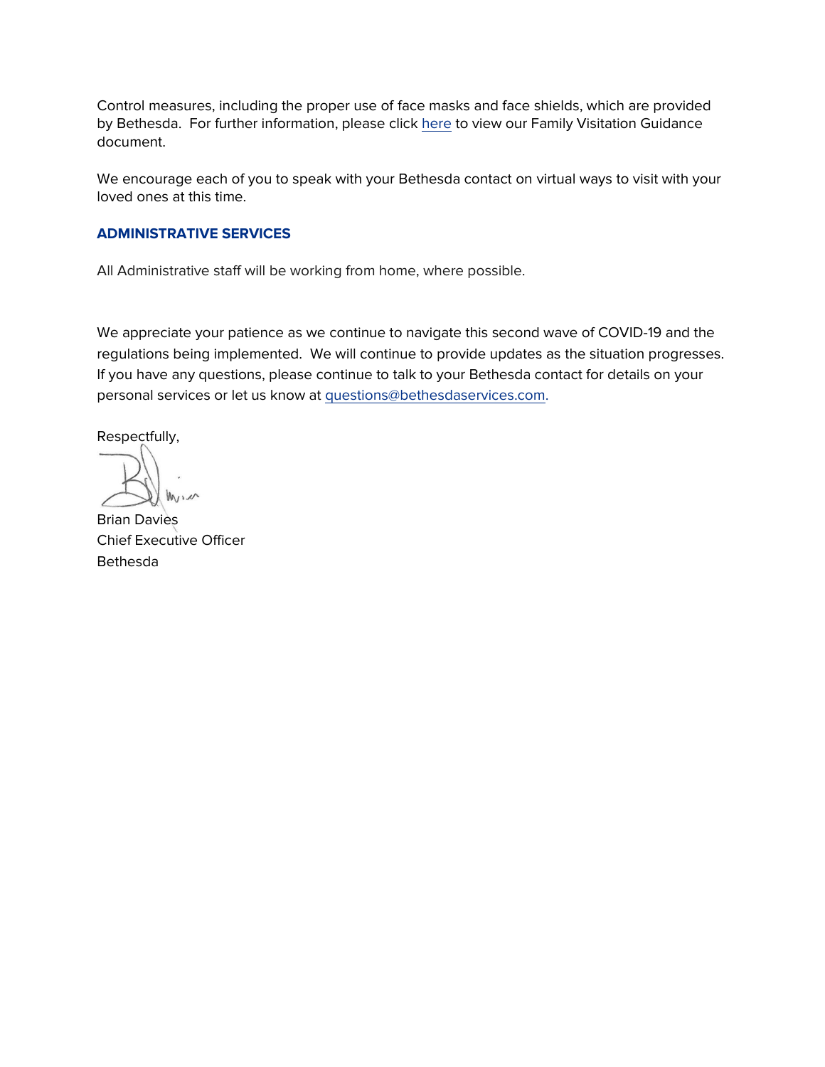Control measures, including the proper use of face masks and face shields, which are provided by Bethesda. For further information, please click here to view our Family Visitation Guidance document.

We encourage each of you to speak with your Bethesda contact on virtual ways to visit with your loved ones at this time.

## ADMINISTRATIVE SERVICES

All Administrative staff will be working from home, where possible.

We appreciate your patience as we continue to navigate this second wave of COVID-19 and the regulations being implemented. We will continue to provide updates as the situation progresses. If you have any questions, please continue to talk to your Bethesda contact for details on your personal services or let us know at questions@bethesdaservices.com.

Respectfully,

Brian Davies
Chief Executive Officer
Bethesda